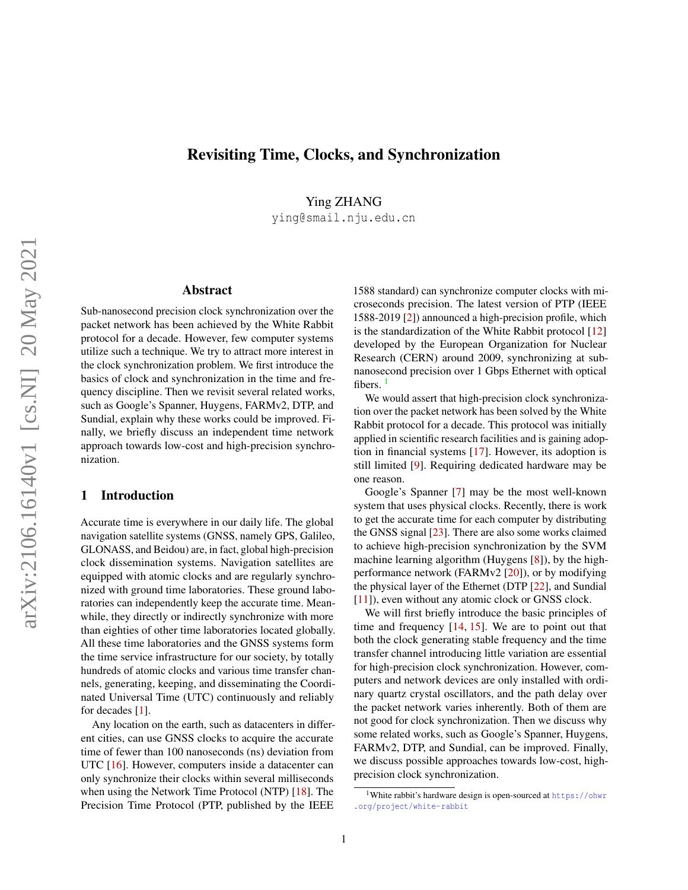# Revisiting Time, Clocks, and Synchronization

Ying ZHANG
ying@smail.nju.edu.cn

## Abstract

Sub-nanosecond precision clock synchronization over the packet network has been achieved by the White Rabbit protocol for a decade. However, few computer systems utilize such a technique. We try to attract more interest in the clock synchronization problem. We first introduce the basics of clock and synchronization in the time and frequency discipline. Then we revisit several related works, such as Google's Spanner, Huygens, FARMv2, DTP, and Sundial, explain why these works could be improved. Finally, we briefly discuss an independent time network approach towards low-cost and high-precision synchronization.

## 1 Introduction

Accurate time is everywhere in our daily life. The global navigation satellite systems (GNSS, namely GPS, Galileo, GLONASS, and Beidou) are, in fact, global high-precision clock dissemination systems. Navigation satellites are equipped with atomic clocks and are regularly synchronized with ground time laboratories. These ground laboratories can independently keep the accurate time. Meanwhile, they directly or indirectly synchronize with more than eighties of other time laboratories located globally. All these time laboratories and the GNSS systems form the time service infrastructure for our society, by totally hundreds of atomic clocks and various time transfer channels, generating, keeping, and disseminating the Coordinated Universal Time (UTC) continuously and reliably for decades [1].

Any location on the earth, such as datacenters in different cities, can use GNSS clocks to acquire the accurate time of fewer than 100 nanoseconds (ns) deviation from UTC [16]. However, computers inside a datacenter can only synchronize their clocks within several milliseconds when using the Network Time Protocol (NTP) [18]. The Precision Time Protocol (PTP, published by the IEEE 1588 standard) can synchronize computer clocks with microseconds precision. The latest version of PTP (IEEE 1588-2019 [2]) announced a high-precision profile, which is the standardization of the White Rabbit protocol [12] developed by the European Organization for Nuclear Research (CERN) around 2009, synchronizing at sub-nanosecond precision over 1 Gbps Ethernet with optical fibers. [1]

We would assert that high-precision clock synchronization over the packet network has been solved by the White Rabbit protocol for a decade. This protocol was initially applied in scientific research facilities and is gaining adoption in financial systems [17]. However, its adoption is still limited [9]. Requiring dedicated hardware may be one reason.

Google's Spanner [7] may be the most well-known system that uses physical clocks. Recently, there is work to get the accurate time for each computer by distributing the GNSS signal [23]. There are also some works claimed to achieve high-precision synchronization by the SVM machine learning algorithm (Huygens [8]), by the high-performance network (FARMv2 [20]), or by modifying the physical layer of the Ethernet (DTP [22], and Sundial [11]), even without any atomic clock or GNSS clock.

We will first briefly introduce the basic principles of time and frequency [14, 15]. We are to point out that both the clock generating stable frequency and the time transfer channel introducing little variation are essential for high-precision clock synchronization. However, computers and network devices are only installed with ordinary quartz crystal oscillators, and the path delay over the packet network varies inherently. Both of them are not good for clock synchronization. Then we discuss why some related works, such as Google's Spanner, Huygens, FARMv2, DTP, and Sundial, can be improved. Finally, we discuss possible approaches towards low-cost, high-precision clock synchronization.

[1] White rabbit's hardware design is open-sourced at https://ohwr.org/project/white-rabbit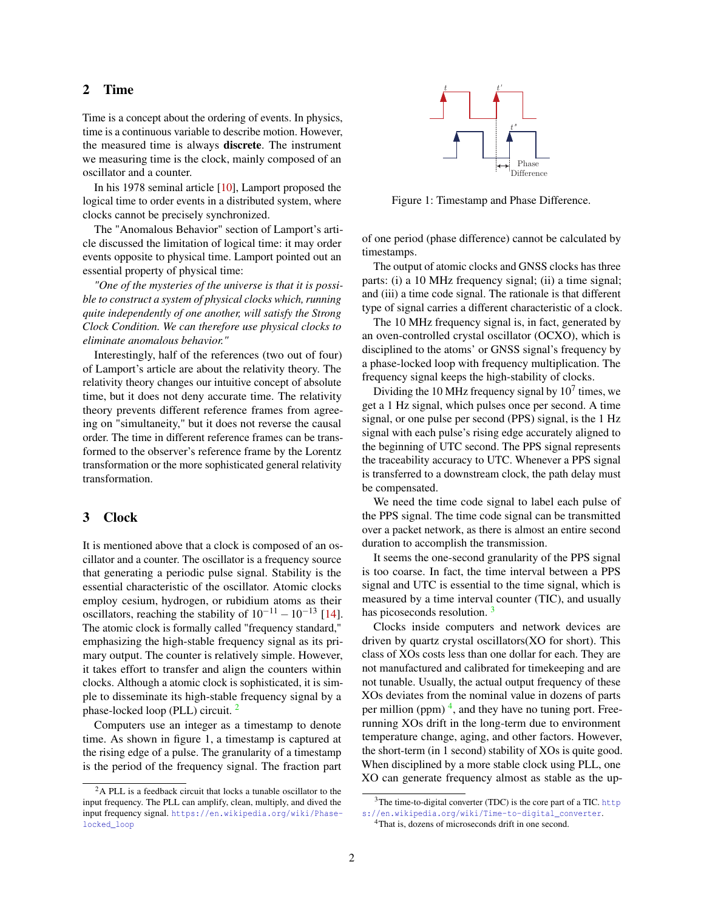## 2 Time

Time is a concept about the ordering of events. In physics, time is a continuous variable to describe motion. However, the measured time is always **discrete**. The instrument we measuring time is the clock, mainly composed of an oscillator and a counter.

In his 1978 seminal article [10], Lamport proposed the logical time to order events in a distributed system, where clocks cannot be precisely synchronized.

The "Anomalous Behavior" section of Lamport's article discussed the limitation of logical time: it may order events opposite to physical time. Lamport pointed out an essential property of physical time:

*"One of the mysteries of the universe is that it is possible to construct a system of physical clocks which, running quite independently of one another, will satisfy the Strong Clock Condition. We can therefore use physical clocks to eliminate anomalous behavior."*

Interestingly, half of the references (two out of four) of Lamport's article are about the relativity theory. The relativity theory changes our intuitive concept of absolute time, but it does not deny accurate time. The relativity theory prevents different reference frames from agreeing on "simultaneity," but it does not reverse the causal order. The time in different reference frames can be transformed to the observer's reference frame by the Lorentz transformation or the more sophisticated general relativity transformation.

## 3 Clock

It is mentioned above that a clock is composed of an oscillator and a counter. The oscillator is a frequency source that generating a periodic pulse signal. Stability is the essential characteristic of the oscillator. Atomic clocks employ cesium, hydrogen, or rubidium atoms as their oscillators, reaching the stability of $10^{-11} - 10^{-13}$ [14]. The atomic clock is formally called "frequency standard," emphasizing the high-stable frequency signal as its primary output. The counter is relatively simple. However, it takes effort to transfer and align the counters within clocks. Although a atomic clock is sophisticated, it is simple to disseminate its high-stable frequency signal by a phase-locked loop (PLL) circuit. [2]

Computers use an integer as a timestamp to denote time. As shown in figure 1, a timestamp is captured at the rising edge of a pulse. The granularity of a timestamp is the period of the frequency signal. The fraction part of one period (phase difference) cannot be calculated by timestamps.

Figure 1: Timestamp and Phase Difference.

The output of atomic clocks and GNSS clocks has three parts: (i) a 10 MHz frequency signal; (ii) a time signal; and (iii) a time code signal. The rationale is that different type of signal carries a different characteristic of a clock.

The 10 MHz frequency signal is, in fact, generated by an oven-controlled crystal oscillator (OCXO), which is disciplined to the atoms' or GNSS signal's frequency by a phase-locked loop with frequency multiplication. The frequency signal keeps the high-stability of clocks.

Dividing the 10 MHz frequency signal by $10^7$ times, we get a 1 Hz signal, which pulses once per second. A time signal, or one pulse per second (PPS) signal, is the 1 Hz signal with each pulse's rising edge accurately aligned to the beginning of UTC second. The PPS signal represents the traceability accuracy to UTC. Whenever a PPS signal is transferred to a downstream clock, the path delay must be compensated.

We need the time code signal to label each pulse of the PPS signal. The time code signal can be transmitted over a packet network, as there is almost an entire second duration to accomplish the transmission.

It seems the one-second granularity of the PPS signal is too coarse. In fact, the time interval between a PPS signal and UTC is essential to the time signal, which is measured by a time interval counter (TIC), and usually has picoseconds resolution. [3]

Clocks inside computers and network devices are driven by quartz crystal oscillators(XO for short). This class of XOs costs less than one dollar for each. They are not manufactured and calibrated for timekeeping and are not tunable. Usually, the actual output frequency of these XOs deviates from the nominal value in dozens of parts per million (ppm) [4], and they have no tuning port. Free-running XOs drift in the long-term due to environment temperature change, aging, and other factors. However, the short-term (in 1 second) stability of XOs is quite good. When disciplined by a more stable clock using PLL, one XO can generate frequency almost as stable as the up-

[2] A PLL is a feedback circuit that locks a tunable oscillator to the input frequency. The PLL can amplify, clean, multiply, and dived the input frequency signal. https://en.wikipedia.org/wiki/Phase-locked_loop

[3] The time-to-digital converter (TDC) is the core part of a TIC. https://en.wikipedia.org/wiki/Time-to-digital_converter.

[4] That is, dozens of microseconds drift in one second.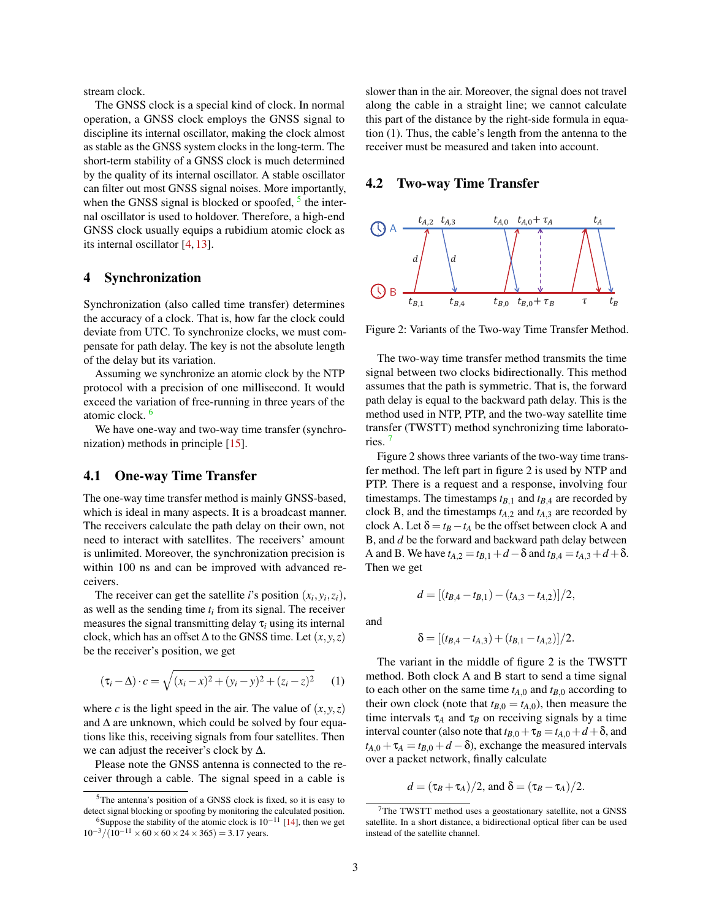stream clock.

The GNSS clock is a special kind of clock. In normal operation, a GNSS clock employs the GNSS signal to discipline its internal oscillator, making the clock almost as stable as the GNSS system clocks in the long-term. The short-term stability of a GNSS clock is much determined by the quality of its internal oscillator. A stable oscillator can filter out most GNSS signal noises. More importantly, when the GNSS signal is blocked or spoofed, [5] the internal oscillator is used to holdover. Therefore, a high-end GNSS clock usually equips a rubidium atomic clock as its internal oscillator [4, 13].

# 4 Synchronization

Synchronization (also called time transfer) determines the accuracy of a clock. That is, how far the clock could deviate from UTC. To synchronize clocks, we must compensate for path delay. The key is not the absolute length of the delay but its variation.

Assuming we synchronize an atomic clock by the NTP protocol with a precision of one millisecond. It would exceed the variation of free-running in three years of the atomic clock. [6]

We have one-way and two-way time transfer (synchronization) methods in principle [15].

## 4.1 One-way Time Transfer

The one-way time transfer method is mainly GNSS-based, which is ideal in many aspects. It is a broadcast manner. The receivers calculate the path delay on their own, not need to interact with satellites. The receivers' amount is unlimited. Moreover, the synchronization precision is within 100 ns and can be improved with advanced receivers.

The receiver can get the satellite $i$'s position $(x_i, y_i, z_i)$, as well as the sending time $t_i$ from its signal. The receiver measures the signal transmitting delay $\tau_i$ using its internal clock, which has an offset $\Delta$ to the GNSS time. Let $(x, y, z)$ be the receiver's position, we get

$$(\tau_i - \Delta) \cdot c = \sqrt{(x_i - x)^2 + (y_i - y)^2 + (z_i - z)^2} \qquad (1)$$

where $c$ is the light speed in the air. The value of $(x, y, z)$ and $\Delta$ are unknown, which could be solved by four equations like this, receiving signals from four satellites. Then we can adjust the receiver's clock by $\Delta$.

Please note the GNSS antenna is connected to the receiver through a cable. The signal speed in a cable is slower than in the air. Moreover, the signal does not travel along the cable in a straight line; we cannot calculate this part of the distance by the right-side formula in equation (1). Thus, the cable's length from the antenna to the receiver must be measured and taken into account.

## 4.2 Two-way Time Transfer

Figure 2: Variants of the Two-way Time Transfer Method.

The two-way time transfer method transmits the time signal between two clocks bidirectionally. This method assumes that the path is symmetric. That is, the forward path delay is equal to the backward path delay. This is the method used in NTP, PTP, and the two-way satellite time transfer (TWSTT) method synchronizing time laboratories. [7]

Figure 2 shows three variants of the two-way time transfer method. The left part in figure 2 is used by NTP and PTP. There is a request and a response, involving four timestamps. The timestamps $t_{B,1}$ and $t_{B,4}$ are recorded by clock B, and the timestamps $t_{A,2}$ and $t_{A,3}$ are recorded by clock A. Let $\delta = t_B - t_A$ be the offset between clock A and B, and $d$ be the forward and backward path delay between A and B. We have $t_{A,2} = t_{B,1} + d - \delta$ and $t_{B,4} = t_{A,3} + d + \delta$. Then we get

$$d = [(t_{B,4} - t_{B,1}) - (t_{A,3} - t_{A,2})]/2,$$

and

$$\delta = [(t_{B,4} - t_{A,3}) + (t_{B,1} - t_{A,2})]/2.$$

The variant in the middle of figure 2 is the TWSTT method. Both clock A and B start to send a time signal to each other on the same time $t_{A,0}$ and $t_{B,0}$ according to their own clock (note that $t_{B,0} = t_{A,0}$), then measure the time intervals $\tau_A$ and $\tau_B$ on receiving signals by a time interval counter (also note that $t_{B,0} + \tau_B = t_{A,0} + d + \delta$, and $t_{A,0} + \tau_A = t_{B,0} + d - \delta$), exchange the measured intervals over a packet network, finally calculate

$$d = (\tau_B + \tau_A)/2, \text{ and } \delta = (\tau_B - \tau_A)/2.$$

---

[5] The antenna's position of a GNSS clock is fixed, so it is easy to detect signal blocking or spoofing by monitoring the calculated position.

[6] Suppose the stability of the atomic clock is $10^{-11}$ [14], then we get $10^{-3}/(10^{-11} \times 60 \times 60 \times 24 \times 365) = 3.17$ years.

[7] The TWSTT method uses a geostationary satellite, not a GNSS satellite. In a short distance, a bidirectional optical fiber can be used instead of the satellite channel.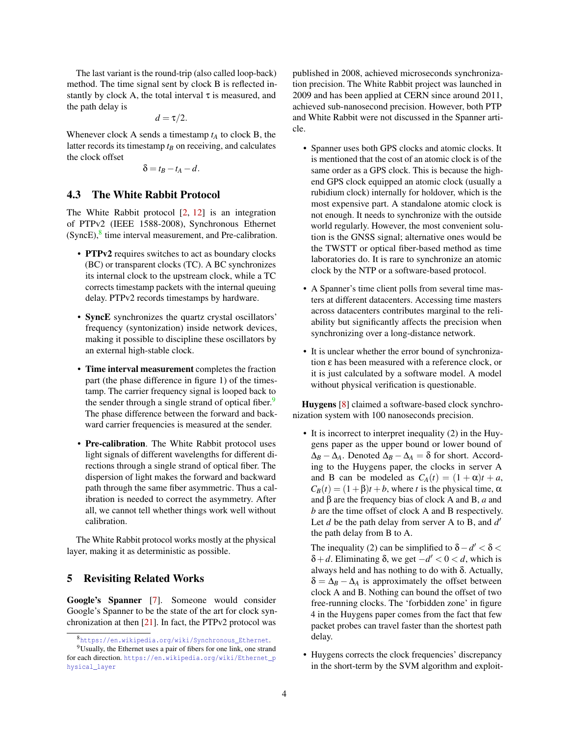The last variant is the round-trip (also called loop-back) method. The time signal sent by clock B is reflected instantly by clock A, the total interval $\tau$ is measured, and the path delay is

$$d = \tau/2.$$

Whenever clock A sends a timestamp $t_A$ to clock B, the latter records its timestamp $t_B$ on receiving, and calculates the clock offset

$$\delta = t_B - t_A - d.$$

### 4.3 The White Rabbit Protocol

The White Rabbit protocol [2, 12] is an integration of PTPv2 (IEEE 1588-2008), Synchronous Ethernet (SyncE),[8] time interval measurement, and Pre-calibration.

- **PTPv2** requires switches to act as boundary clocks (BC) or transparent clocks (TC). A BC synchronizes its internal clock to the upstream clock, while a TC corrects timestamp packets with the internal queuing delay. PTPv2 records timestamps by hardware.
- **SyncE** synchronizes the quartz crystal oscillators' frequency (syntonization) inside network devices, making it possible to discipline these oscillators by an external high-stable clock.
- **Time interval measurement** completes the fraction part (the phase difference in figure 1) of the timestamp. The carrier frequency signal is looped back to the sender through a single strand of optical fiber.[9] The phase difference between the forward and backward carrier frequencies is measured at the sender.
- **Pre-calibration**. The White Rabbit protocol uses light signals of different wavelengths for different directions through a single strand of optical fiber. The dispersion of light makes the forward and backward path through the same fiber asymmetric. Thus a calibration is needed to correct the asymmetry. After all, we cannot tell whether things work well without calibration.

The White Rabbit protocol works mostly at the physical layer, making it as deterministic as possible.

## 5 Revisiting Related Works

**Google's Spanner** [7]. Someone would consider Google's Spanner to be the state of the art for clock synchronization at then [21]. In fact, the PTPv2 protocol was published in 2008, achieved microseconds synchronization precision. The White Rabbit project was launched in 2009 and has been applied at CERN since around 2011, achieved sub-nanosecond precision. However, both PTP and White Rabbit were not discussed in the Spanner article.

- Spanner uses both GPS clocks and atomic clocks. It is mentioned that the cost of an atomic clock is of the same order as a GPS clock. This is because the high-end GPS clock equipped an atomic clock (usually a rubidium clock) internally for holdover, which is the most expensive part. A standalone atomic clock is not enough. It needs to synchronize with the outside world regularly. However, the most convenient solution is the GNSS signal; alternative ones would be the TWSTT or optical fiber-based method as time laboratories do. It is rare to synchronize an atomic clock by the NTP or a software-based protocol.
- A Spanner's time client polls from several time masters at different datacenters. Accessing time masters across datacenters contributes marginal to the reliability but significantly affects the precision when synchronizing over a long-distance network.
- It is unclear whether the error bound of synchronization $\varepsilon$ has been measured with a reference clock, or it is just calculated by a software model. A model without physical verification is questionable.

**Huygens** [8] claimed a software-based clock synchronization system with 100 nanoseconds precision.

- It is incorrect to interpret inequality (2) in the Huygens paper as the upper bound or lower bound of $\Delta_B - \Delta_A$. Denoted $\Delta_B - \Delta_A = \delta$ for short. According to the Huygens paper, the clocks in server A and B can be modeled as $C_A(t) = (1+\alpha)t + a$, $C_B(t) = (1+\beta)t + b$, where $t$ is the physical time, $\alpha$ and $\beta$ are the frequency bias of clock A and B, $a$ and $b$ are the time offset of clock A and B respectively. Let $d$ be the path delay from server A to B, and $d'$ the path delay from B to A.

  The inequality (2) can be simplified to $\delta - d' < \delta < \delta + d$. Eliminating $\delta$, we get $-d' < 0 < d$, which is always held and has nothing to do with $\delta$. Actually, $\delta = \Delta_B - \Delta_A$ is approximately the offset between clock A and B. Nothing can bound the offset of two free-running clocks. The 'forbidden zone' in figure 4 in the Huygens paper comes from the fact that few packet probes can travel faster than the shortest path delay.
- Huygens corrects the clock frequencies' discrepancy in the short-term by the SVM algorithm and exploit-

[8] https://en.wikipedia.org/wiki/Synchronous_Ethernet.

[9] Usually, the Ethernet uses a pair of fibers for one link, one strand for each direction. https://en.wikipedia.org/wiki/Ethernet_physical_layer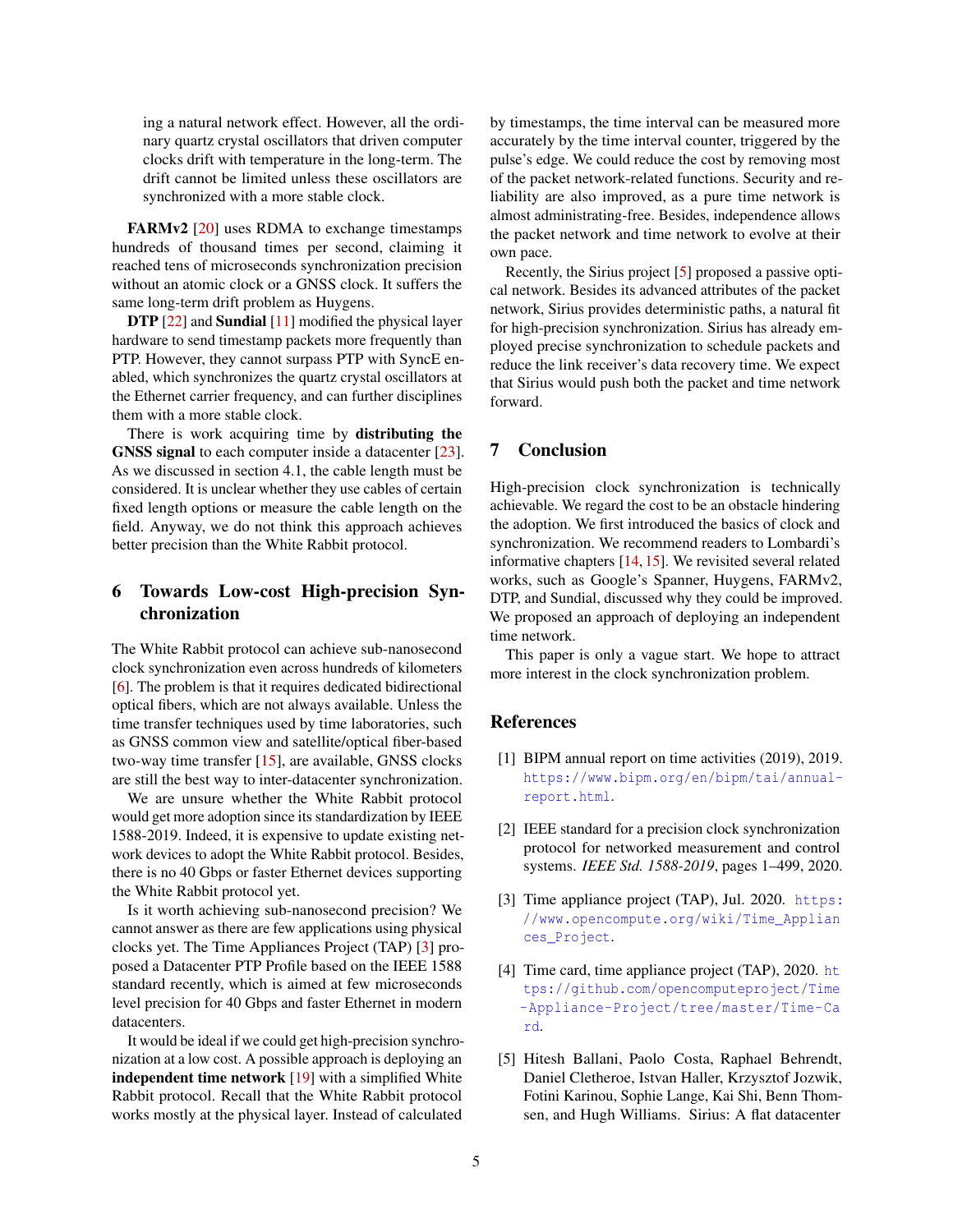ing a natural network effect. However, all the ordinary quartz crystal oscillators that driven computer clocks drift with temperature in the long-term. The drift cannot be limited unless these oscillators are synchronized with a more stable clock.

**FARMv2** [20] uses RDMA to exchange timestamps hundreds of thousand times per second, claiming it reached tens of microseconds synchronization precision without an atomic clock or a GNSS clock. It suffers the same long-term drift problem as Huygens.

**DTP** [22] and **Sundial** [11] modified the physical layer hardware to send timestamp packets more frequently than PTP. However, they cannot surpass PTP with SyncE enabled, which synchronizes the quartz crystal oscillators at the Ethernet carrier frequency, and can further disciplines them with a more stable clock.

There is work acquiring time by **distributing the GNSS signal** to each computer inside a datacenter [23]. As we discussed in section 4.1, the cable length must be considered. It is unclear whether they use cables of certain fixed length options or measure the cable length on the field. Anyway, we do not think this approach achieves better precision than the White Rabbit protocol.

## 6 Towards Low-cost High-precision Synchronization

The White Rabbit protocol can achieve sub-nanosecond clock synchronization even across hundreds of kilometers [6]. The problem is that it requires dedicated bidirectional optical fibers, which are not always available. Unless the time transfer techniques used by time laboratories, such as GNSS common view and satellite/optical fiber-based two-way time transfer [15], are available, GNSS clocks are still the best way to inter-datacenter synchronization.

We are unsure whether the White Rabbit protocol would get more adoption since its standardization by IEEE 1588-2019. Indeed, it is expensive to update existing network devices to adopt the White Rabbit protocol. Besides, there is no 40 Gbps or faster Ethernet devices supporting the White Rabbit protocol yet.

Is it worth achieving sub-nanosecond precision? We cannot answer as there are few applications using physical clocks yet. The Time Appliances Project (TAP) [3] proposed a Datacenter PTP Profile based on the IEEE 1588 standard recently, which is aimed at few microseconds level precision for 40 Gbps and faster Ethernet in modern datacenters.

It would be ideal if we could get high-precision synchronization at a low cost. A possible approach is deploying an **independent time network** [19] with a simplified White Rabbit protocol. Recall that the White Rabbit protocol works mostly at the physical layer. Instead of calculated by timestamps, the time interval can be measured more accurately by the time interval counter, triggered by the pulse's edge. We could reduce the cost by removing most of the packet network-related functions. Security and reliability are also improved, as a pure time network is almost administrating-free. Besides, independence allows the packet network and time network to evolve at their own pace.

Recently, the Sirius project [5] proposed a passive optical network. Besides its advanced attributes of the packet network, Sirius provides deterministic paths, a natural fit for high-precision synchronization. Sirius has already employed precise synchronization to schedule packets and reduce the link receiver's data recovery time. We expect that Sirius would push both the packet and time network forward.

## 7 Conclusion

High-precision clock synchronization is technically achievable. We regard the cost to be an obstacle hindering the adoption. We first introduced the basics of clock and synchronization. We recommend readers to Lombardi's informative chapters [14, 15]. We revisited several related works, such as Google's Spanner, Huygens, FARMv2, DTP, and Sundial, discussed why they could be improved. We proposed an approach of deploying an independent time network.

This paper is only a vague start. We hope to attract more interest in the clock synchronization problem.

## References

[1] BIPM annual report on time activities (2019), 2019. https://www.bipm.org/en/bipm/tai/annual-report.html.

[2] IEEE standard for a precision clock synchronization protocol for networked measurement and control systems. *IEEE Std. 1588-2019*, pages 1–499, 2020.

[3] Time appliance project (TAP), Jul. 2020. https://www.opencompute.org/wiki/Time_Appliances_Project.

[4] Time card, time appliance project (TAP), 2020. https://github.com/opencomputeproject/Time-Appliance-Project/tree/master/Time-Card.

[5] Hitesh Ballani, Paolo Costa, Raphael Behrendt, Daniel Cletheroe, Istvan Haller, Krzysztof Jozwik, Fotini Karinou, Sophie Lange, Kai Shi, Benn Thomsen, and Hugh Williams. Sirius: A flat datacenter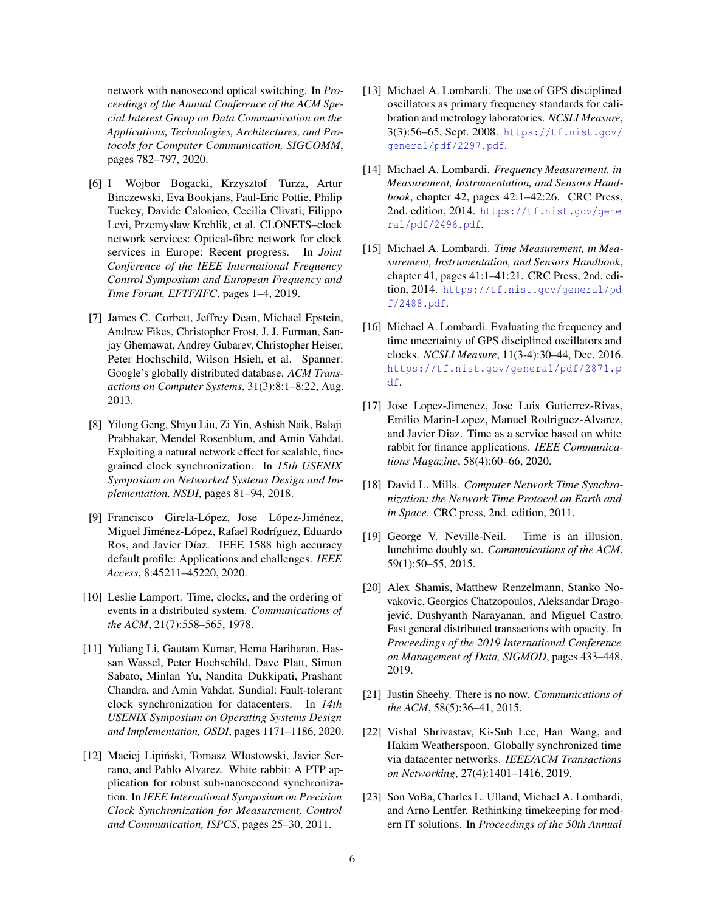network with nanosecond optical switching. In *Proceedings of the Annual Conference of the ACM Special Interest Group on Data Communication on the Applications, Technologies, Architectures, and Protocols for Computer Communication, SIGCOMM*, pages 782–797, 2020.

[6] I Wojbor Bogacki, Krzysztof Turza, Artur Binczewski, Eva Bookjans, Paul-Eric Pottie, Philip Tuckey, Davide Calonico, Cecilia Clivati, Filippo Levi, Przemyslaw Krehlik, et al. CLONETS–clock network services: Optical-fibre network for clock services in Europe: Recent progress. In *Joint Conference of the IEEE International Frequency Control Symposium and European Frequency and Time Forum, EFTF/IFC*, pages 1–4, 2019.

[7] James C. Corbett, Jeffrey Dean, Michael Epstein, Andrew Fikes, Christopher Frost, J. J. Furman, Sanjay Ghemawat, Andrey Gubarev, Christopher Heiser, Peter Hochschild, Wilson Hsieh, et al. Spanner: Google's globally distributed database. *ACM Transactions on Computer Systems*, 31(3):8:1–8:22, Aug. 2013.

[8] Yilong Geng, Shiyu Liu, Zi Yin, Ashish Naik, Balaji Prabhakar, Mendel Rosenblum, and Amin Vahdat. Exploiting a natural network effect for scalable, fine-grained clock synchronization. In *15th USENIX Symposium on Networked Systems Design and Implementation, NSDI*, pages 81–94, 2018.

[9] Francisco Girela-López, Jose López-Jiménez, Miguel Jiménez-López, Rafael Rodríguez, Eduardo Ros, and Javier Díaz. IEEE 1588 high accuracy default profile: Applications and challenges. *IEEE Access*, 8:45211–45220, 2020.

[10] Leslie Lamport. Time, clocks, and the ordering of events in a distributed system. *Communications of the ACM*, 21(7):558–565, 1978.

[11] Yuliang Li, Gautam Kumar, Hema Hariharan, Hassan Wassel, Peter Hochschild, Dave Platt, Simon Sabato, Minlan Yu, Nandita Dukkipati, Prashant Chandra, and Amin Vahdat. Sundial: Fault-tolerant clock synchronization for datacenters. In *14th USENIX Symposium on Operating Systems Design and Implementation, OSDI*, pages 1171–1186, 2020.

[12] Maciej Lipiński, Tomasz Włostowski, Javier Serrano, and Pablo Alvarez. White rabbit: A PTP application for robust sub-nanosecond synchronization. In *IEEE International Symposium on Precision Clock Synchronization for Measurement, Control and Communication, ISPCS*, pages 25–30, 2011.

[13] Michael A. Lombardi. The use of GPS disciplined oscillators as primary frequency standards for calibration and metrology laboratories. *NCSLI Measure*, 3(3):56–65, Sept. 2008. https://tf.nist.gov/general/pdf/2297.pdf.

[14] Michael A. Lombardi. *Frequency Measurement, in Measurement, Instrumentation, and Sensors Handbook*, chapter 42, pages 42:1–42:26. CRC Press, 2nd. edition, 2014. https://tf.nist.gov/general/pdf/2496.pdf.

[15] Michael A. Lombardi. *Time Measurement, in Measurement, Instrumentation, and Sensors Handbook*, chapter 41, pages 41:1–41:21. CRC Press, 2nd. edition, 2014. https://tf.nist.gov/general/pdf/2488.pdf.

[16] Michael A. Lombardi. Evaluating the frequency and time uncertainty of GPS disciplined oscillators and clocks. *NCSLI Measure*, 11(3-4):30–44, Dec. 2016. https://tf.nist.gov/general/pdf/2871.pdf.

[17] Jose Lopez-Jimenez, Jose Luis Gutierrez-Rivas, Emilio Marin-Lopez, Manuel Rodriguez-Alvarez, and Javier Diaz. Time as a service based on white rabbit for finance applications. *IEEE Communications Magazine*, 58(4):60–66, 2020.

[18] David L. Mills. *Computer Network Time Synchronization: the Network Time Protocol on Earth and in Space*. CRC press, 2nd. edition, 2011.

[19] George V. Neville-Neil. Time is an illusion, lunchtime doubly so. *Communications of the ACM*, 59(1):50–55, 2015.

[20] Alex Shamis, Matthew Renzelmann, Stanko Novakovic, Georgios Chatzopoulos, Aleksandar Dragojević, Dushyanth Narayanan, and Miguel Castro. Fast general distributed transactions with opacity. In *Proceedings of the 2019 International Conference on Management of Data, SIGMOD*, pages 433–448, 2019.

[21] Justin Sheehy. There is no now. *Communications of the ACM*, 58(5):36–41, 2015.

[22] Vishal Shrivastav, Ki-Suh Lee, Han Wang, and Hakim Weatherspoon. Globally synchronized time via datacenter networks. *IEEE/ACM Transactions on Networking*, 27(4):1401–1416, 2019.

[23] Son VoBa, Charles L. Ulland, Michael A. Lombardi, and Arno Lentfer. Rethinking timekeeping for modern IT solutions. In *Proceedings of the 50th Annual*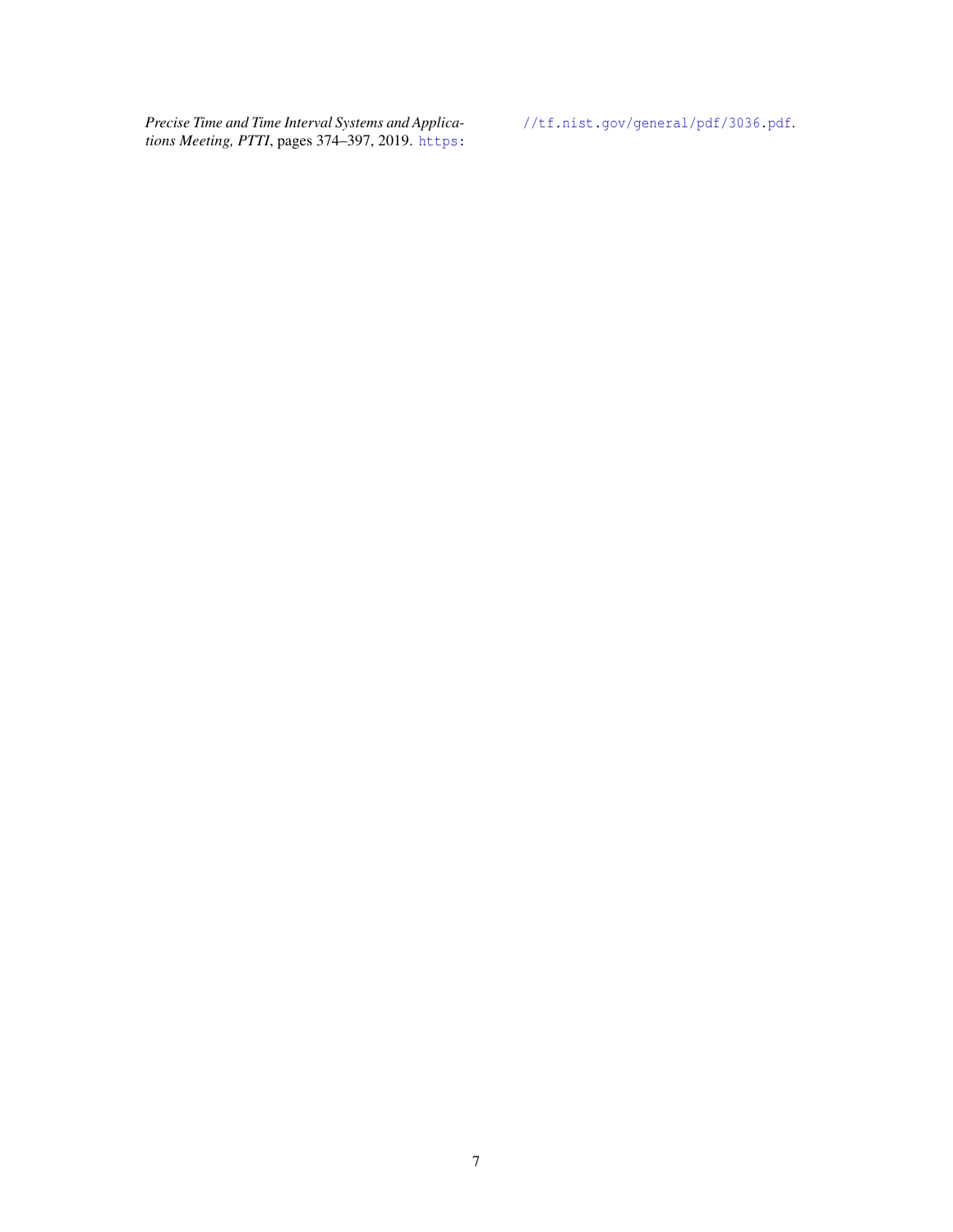*Precise Time and Time Interval Systems and Applications Meeting, PTTI*, pages 374–397, 2019. https://tf.nist.gov/general/pdf/3036.pdf.